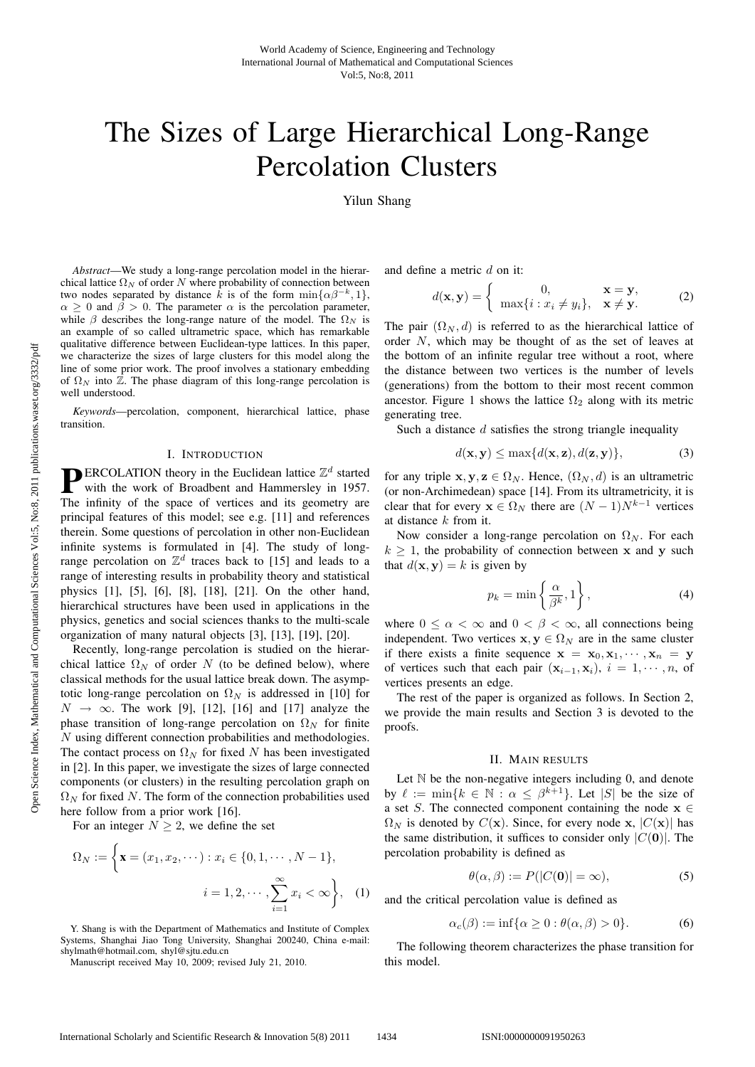# The Sizes of Large Hierarchical Long-Range Percolation Clusters

Yilun Shang

*Abstract*—We study a long-range percolation model in the hierarchical lattice $\Omega_N$ of order $N$ where probability of connection between two nodes separated by distance $k$ is of the form $\min\{\alpha\beta^{-k}, 1\}$, $\alpha \geq 0$ and $\beta > 0$. The parameter $\alpha$ is the percolation parameter, while $\beta$ describes the long-range nature of the model. The $\Omega_N$ is an example of so called ultrametric space, which has remarkable qualitative difference between Euclidean-type lattices. In this paper, we characterize the sizes of large clusters for this model along the line of some prior work. The proof involves a stationary embedding of $\Omega_N$ into $\mathbb{Z}$. The phase diagram of this long-range percolation is well understood.

*Keywords*—percolation, component, hierarchical lattice, phase transition.

## I. Introduction

PERCOLATION theory in the Euclidean lattice $\mathbb{Z}^d$ started with the work of Broadbent and Hammersley in 1957. The infinity of the space of vertices and its geometry are principal features of this model; see e.g. [11] and references therein. Some questions of percolation in other non-Euclidean infinite systems is formulated in [4]. The study of long-range percolation on $\mathbb{Z}^d$ traces back to [15] and leads to a range of interesting results in probability theory and statistical physics [1], [5], [6], [8], [18], [21]. On the other hand, hierarchical structures have been used in applications in the physics, genetics and social sciences thanks to the multi-scale organization of many natural objects [3], [13], [19], [20].

Recently, long-range percolation is studied on the hierarchical lattice $\Omega_N$ of order $N$ (to be defined below), where classical methods for the usual lattice break down. The asymptotic long-range percolation on $\Omega_N$ is addressed in [10] for $N \to \infty$. The work [9], [12], [16] and [17] analyze the phase transition of long-range percolation on $\Omega_N$ for finite $N$ using different connection probabilities and methodologies. The contact process on $\Omega_N$ for fixed $N$ has been investigated in [2]. In this paper, we investigate the sizes of large connected components (or clusters) in the resulting percolation graph on $\Omega_N$ for fixed $N$. The form of the connection probabilities used here follow from a prior work [16].

For an integer $N \geq 2$, we define the set

$$\Omega_N := \left\{ \mathbf{x} = (x_1, x_2, \cdots) : x_i \in \{0, 1, \cdots, N-1\}, \right. \\ \left. i = 1, 2, \cdots, \sum_{i=1}^{\infty} x_i < \infty \right\}, \quad (1)$$

and define a metric $d$ on it:

$$d(\mathbf{x}, \mathbf{y}) = \begin{cases} 0, & \mathbf{x} = \mathbf{y}, \\ \max\{i : x_i \neq y_i\}, & \mathbf{x} \neq \mathbf{y}. \end{cases} \quad (2)$$

The pair $(\Omega_N, d)$ is referred to as the hierarchical lattice of order $N$, which may be thought of as the set of leaves at the bottom of an infinite regular tree without a root, where the distance between two vertices is the number of levels (generations) from the bottom to their most recent common ancestor. Figure 1 shows the lattice $\Omega_2$ along with its metric generating tree.

Such a distance $d$ satisfies the strong triangle inequality

$$d(\mathbf{x}, \mathbf{y}) \leq \max\{d(\mathbf{x}, \mathbf{z}), d(\mathbf{z}, \mathbf{y})\}, \quad (3)$$

for any triple $\mathbf{x}, \mathbf{y}, \mathbf{z} \in \Omega_N$. Hence, $(\Omega_N, d)$ is an ultrametric (or non-Archimedean) space [14]. From its ultrametricity, it is clear that for every $\mathbf{x} \in \Omega_N$ there are $(N-1)N^{k-1}$ vertices at distance $k$ from it.

Now consider a long-range percolation on $\Omega_N$. For each $k \geq 1$, the probability of connection between $\mathbf{x}$ and $\mathbf{y}$ such that $d(\mathbf{x}, \mathbf{y}) = k$ is given by

$$p_k = \min\left\{ \frac{\alpha}{\beta^k}, 1 \right\}, \quad (4)$$

where $0 \leq \alpha < \infty$ and $0 < \beta < \infty$, all connections being independent. Two vertices $\mathbf{x}, \mathbf{y} \in \Omega_N$ are in the same cluster if there exists a finite sequence $\mathbf{x} = \mathbf{x}_0, \mathbf{x}_1, \cdots, \mathbf{x}_n = \mathbf{y}$ of vertices such that each pair $(\mathbf{x}_{i-1}, \mathbf{x}_i)$, $i = 1, \cdots, n$, of vertices present an edge.

The rest of the paper is organized as follows. In Section 2, we provide the main results and Section 3 is devoted to the proofs.

## II. Main results

Let $\mathbb{N}$ be the non-negative integers including 0, and denote by $\ell := \min\{k \in \mathbb{N} : \alpha \leq \beta^{k+1}\}$. Let $|S|$ be the size of a set $S$. The connected component containing the node $\mathbf{x} \in \Omega_N$ is denoted by $C(\mathbf{x})$. Since, for every node $\mathbf{x}$, $|C(\mathbf{x})|$ has the same distribution, it suffices to consider only $|C(\mathbf{0})|$. The percolation probability is defined as

$$\theta(\alpha, \beta) := P(|C(\mathbf{0})| = \infty), \quad (5)$$

and the critical percolation value is defined as

$$\alpha_c(\beta) := \inf\{\alpha \geq 0 : \theta(\alpha, \beta) > 0\}. \quad (6)$$

The following theorem characterizes the phase transition for this model.

Y. Shang is with the Department of Mathematics and Institute of Complex Systems, Shanghai Jiao Tong University, Shanghai 200240, China e-mail: shylmath@hotmail.com, shyl@sjtu.edu.cn

Manuscript received May 10, 2009; revised July 21, 2010.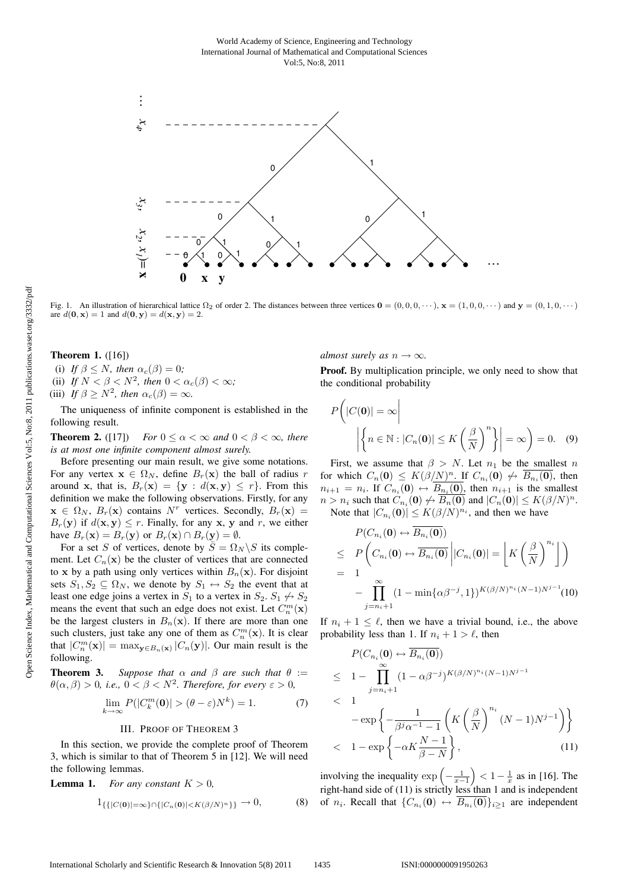Fig. 1. An illustration of hierarchical lattice $\Omega_2$ of order 2. The distances between three vertices $\mathbf{0} = (0, 0, 0, \cdots)$, $\mathbf{x} = (1, 0, 0, \cdots)$ and $\mathbf{y} = (0, 1, 0, \cdots)$ are $d(\mathbf{0}, \mathbf{x}) = 1$ and $d(\mathbf{0}, \mathbf{y}) = d(\mathbf{x}, \mathbf{y}) = 2$.

**Theorem 1.** ([16])

(i) *If $\beta \leq N$, then $\alpha_c(\beta) = 0$;*

(ii) *If $N < \beta < N^2$, then $0 < \alpha_c(\beta) < \infty$;*

(iii) *If $\beta \geq N^2$, then $\alpha_c(\beta) = \infty$.*

The uniqueness of infinite component is established in the following result.

**Theorem 2.** ([17]) *For $0 \leq \alpha < \infty$ and $0 < \beta < \infty$, there is at most one infinite component almost surely.*

Before presenting our main result, we give some notations. For any vertex $\mathbf{x} \in \Omega_N$, define $B_r(\mathbf{x})$ the ball of radius $r$ around $\mathbf{x}$, that is, $B_r(\mathbf{x}) = \{\mathbf{y} : d(\mathbf{x}, \mathbf{y}) \leq r\}$. From this definition we make the following observations. Firstly, for any $\mathbf{x} \in \Omega_N$, $B_r(\mathbf{x})$ contains $N^r$ vertices. Secondly, $B_r(\mathbf{x}) = B_r(\mathbf{y})$ if $d(\mathbf{x}, \mathbf{y}) \leq r$. Finally, for any $\mathbf{x}$, $\mathbf{y}$ and $r$, we either have $B_r(\mathbf{x}) = B_r(\mathbf{y})$ or $B_r(\mathbf{x}) \cap B_r(\mathbf{y}) = \emptyset$.

For a set $S$ of vertices, denote by $\bar{S} = \Omega_N \backslash S$ its complement. Let $C_n(\mathbf{x})$ be the cluster of vertices that are connected to $\mathbf{x}$ by a path using only vertices within $B_n(\mathbf{x})$. For disjoint sets $S_1, S_2 \subseteq \Omega_N$, we denote by $S_1 \leftrightarrow S_2$ the event that at least one edge joins a vertex in $S_1$ to a vertex in $S_2$. $S_1 \not\leftrightarrow S_2$ means the event that such an edge does not exist. Let $C_n^m(\mathbf{x})$ be the largest clusters in $B_n(\mathbf{x})$. If there are more than one such clusters, just take any one of them as $C_n^m(\mathbf{x})$. It is clear that $|C_n^m(\mathbf{x})| = \max_{\mathbf{y} \in B_n(\mathbf{x})} |C_n(\mathbf{y})|$. Our main result is the following.

**Theorem 3.** *Suppose that $\alpha$ and $\beta$ are such that $\theta := \theta(\alpha, \beta) > 0$, i.e., $0 < \beta < N^2$. Therefore, for every $\varepsilon > 0$,*

$$\lim_{k \to \infty} P(|C_k^m(\mathbf{0})| > (\theta - \varepsilon)N^k) = 1. \tag{7}$$

## III. Proof of Theorem 3

In this section, we provide the complete proof of Theorem 3, which is similar to that of Theorem 5 in [12]. We will need the following lemmas.

**Lemma 1.** *For any constant $K > 0$,*

$$1_{\{\{|C(\mathbf{0})| = \infty\} \cap \{|C_n(\mathbf{0})| < K(\beta/N)^n\}\}} \to 0, \tag{8}$$

*almost surely as $n \to \infty$.*

**Proof.** By multiplication principle, we only need to show that the conditional probability

$$P\Bigg(|C(\mathbf{0})| = \infty \Bigg| \left|\left\{n \in \mathbb{N} : |C_n(\mathbf{0})| \leq K\left(\frac{\beta}{N}\right)^n\right\}\right| = \infty\Bigg) = 0. \tag{9}$$

First, we assume that $\beta > N$. Let $n_1$ be the smallest $n$ for which $C_n(\mathbf{0}) \leq K(\beta/N)^n$. If $C_{n_i}(\mathbf{0}) \not\leftrightarrow \overline{B_{n_i}(\mathbf{0})}$, then $n_{i+1} = n_i$. If $C_{n_i}(\mathbf{0}) \leftrightarrow \overline{B_{n_i}(\mathbf{0})}$, then $n_{i+1}$ is the smallest $n > n_i$ such that $C_{n_i}(\mathbf{0}) \not\leftrightarrow \overline{B_n(\mathbf{0})}$ and $|C_n(\mathbf{0})| \leq K(\beta/N)^n$.

Note that $|C_{n_i}(\mathbf{0})| \leq K(\beta/N)^{n_i}$, and then we have

$$\begin{aligned}
& P(C_{n_i}(\mathbf{0}) \leftrightarrow \overline{B_{n_i}(\mathbf{0})}) \\
\leq\ & P\left(C_{n_i}(\mathbf{0}) \leftrightarrow \overline{B_{n_i}(\mathbf{0})} \,\middle|\, |C_{n_i}(\mathbf{0})| = \left\lfloor K\left(\frac{\beta}{N}\right)^{n_i}\right\rfloor\right) \\
=\ & 1 \\
& - \prod_{j=n_i+1}^{\infty} (1 - \min\{\alpha\beta^{-j}, 1\})^{K(\beta/N)^{n_i}(N-1)N^{j-1}}
\end{aligned} \tag{10}$$

If $n_i + 1 \leq \ell$, then we have a trivial bound, i.e., the above probability less than 1. If $n_i + 1 > \ell$, then

$$\begin{aligned}
& P(C_{n_i}(\mathbf{0}) \leftrightarrow \overline{B_{n_i}(\mathbf{0})}) \\
\leq\ & 1 - \prod_{j=n_i+1}^{\infty} (1 - \alpha\beta^{-j})^{K(\beta/N)^{n_i}(N-1)N^{j-1}} \\
<\ & 1 \\
& - \exp\left\{-\frac{1}{\beta^j\alpha^{-1} - 1}\left(K\left(\frac{\beta}{N}\right)^{n_i}(N-1)N^{j-1}\right)\right\} \\
<\ & 1 - \exp\left\{-\alpha K \frac{N-1}{\beta - N}\right\},
\end{aligned} \tag{11}$$

involving the inequality $\exp\left(-\frac{1}{x-1}\right) < 1 - \frac{1}{x}$ as in [16]. The right-hand side of (11) is strictly less than 1 and is independent of $n_i$. Recall that $\{C_{n_i}(\mathbf{0}) \leftrightarrow \overline{B_{n_i}(\mathbf{0})}\}_{i \geq 1}$ are independent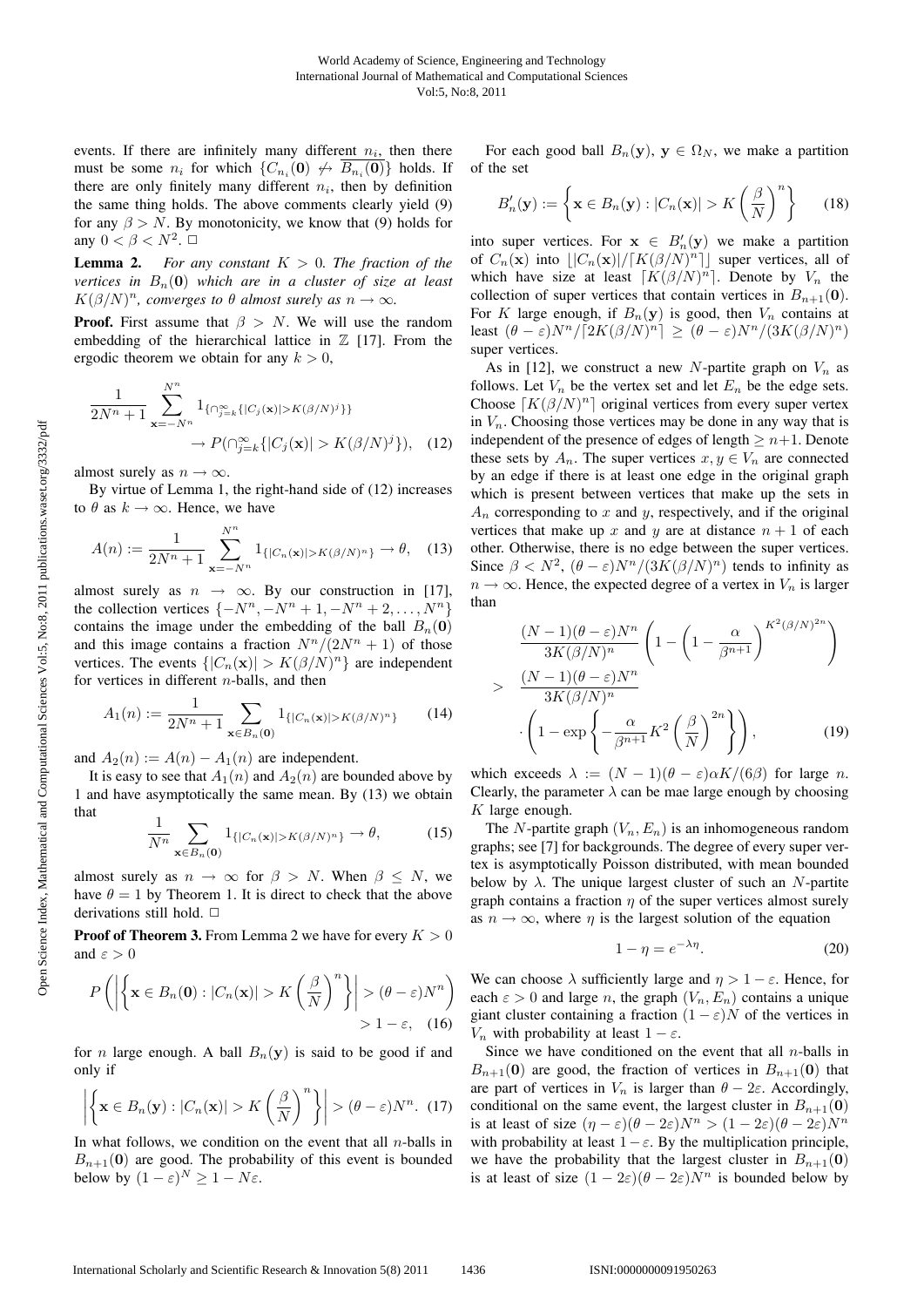events. If there are infinitely many different $n_i$, then there must be some $n_i$ for which $\{C_{n_i}(\mathbf{0}) \not\leftrightarrow \overline{B_{n_i}(\mathbf{0})}\}$ holds. If there are only finitely many different $n_i$, then by definition the same thing holds. The above comments clearly yield (9) for any $\beta > N$. By monotonicity, we know that (9) holds for any $0 < \beta < N^2$. □

**Lemma 2.** *For any constant $K > 0$. The fraction of the vertices in $B_n(\mathbf{0})$ which are in a cluster of size at least $K(\beta/N)^n$, converges to $\theta$ almost surely as $n \to \infty$.*

**Proof.** First assume that $\beta > N$. We will use the random embedding of the hierarchical lattice in $\mathbb{Z}$ [17]. From the ergodic theorem we obtain for any $k > 0$,

$$\frac{1}{2N^n+1}\sum_{\mathbf{x}=-N^n}^{N^n} 1_{\{\cap_{j=k}^{\infty}\{|C_j(\mathbf{x})|>K(\beta/N)^j\}\}} \to P(\cap_{j=k}^{\infty}\{|C_j(\mathbf{x})| > K(\beta/N)^j\}), \quad (12)$$

almost surely as $n \to \infty$.

By virtue of Lemma 1, the right-hand side of (12) increases to $\theta$ as $k \to \infty$. Hence, we have

$$A(n) := \frac{1}{2N^n+1}\sum_{\mathbf{x}=-N^n}^{N^n} 1_{\{|C_n(\mathbf{x})|>K(\beta/N)^n\}} \to \theta, \quad (13)$$

almost surely as $n \to \infty$. By our construction in [17], the collection vertices $\{-N^n, -N^n+1, -N^n+2, \ldots, N^n\}$ contains the image under the embedding of the ball $B_n(\mathbf{0})$ and this image contains a fraction $N^n/(2N^n+1)$ of those vertices. The events $\{|C_n(\mathbf{x})| > K(\beta/N)^n\}$ are independent for vertices in different $n$-balls, and then

$$A_1(n) := \frac{1}{2N^n+1}\sum_{\mathbf{x}\in B_n(\mathbf{0})} 1_{\{|C_n(\mathbf{x})|>K(\beta/N)^n\}} \quad (14)$$

and $A_2(n) := A(n) - A_1(n)$ are independent.

It is easy to see that $A_1(n)$ and $A_2(n)$ are bounded above by 1 and have asymptotically the same mean. By (13) we obtain that

$$\frac{1}{N^n}\sum_{\mathbf{x}\in B_n(\mathbf{0})} 1_{\{|C_n(\mathbf{x})|>K(\beta/N)^n\}} \to \theta, \quad (15)$$

almost surely as $n \to \infty$ for $\beta > N$. When $\beta \le N$, we have $\theta = 1$ by Theorem 1. It is direct to check that the above derivations still hold. □

**Proof of Theorem 3.** From Lemma 2 we have for every $K > 0$ and $\varepsilon > 0$

$$P\left(\left|\left\{\mathbf{x} \in B_n(\mathbf{0}) : |C_n(\mathbf{x})| > K\left(\frac{\beta}{N}\right)^n\right\}\right| > (\theta-\varepsilon)N^n\right) > 1-\varepsilon, \quad (16)$$

for $n$ large enough. A ball $B_n(\mathbf{y})$ is said to be good if and only if

$$\left|\left\{\mathbf{x} \in B_n(\mathbf{y}) : |C_n(\mathbf{x})| > K\left(\frac{\beta}{N}\right)^n\right\}\right| > (\theta-\varepsilon)N^n. \quad (17)$$

In what follows, we condition on the event that all $n$-balls in $B_{n+1}(\mathbf{0})$ are good. The probability of this event is bounded below by $(1-\varepsilon)^N \ge 1 - N\varepsilon$.

For each good ball $B_n(\mathbf{y})$, $\mathbf{y} \in \Omega_N$, we make a partition of the set

$$B_n'(\mathbf{y}) := \left\{\mathbf{x} \in B_n(\mathbf{y}) : |C_n(\mathbf{x})| > K\left(\frac{\beta}{N}\right)^n\right\} \quad (18)$$

into super vertices. For $\mathbf{x} \in B_n'(\mathbf{y})$ we make a partition of $C_n(\mathbf{x})$ into $\lfloor |C_n(\mathbf{x})|/\lceil K(\beta/N)^n\rceil \rfloor$ super vertices, all of which have size at least $\lceil K(\beta/N)^n \rceil$. Denote by $V_n$ the collection of super vertices that contain vertices in $B_{n+1}(\mathbf{0})$. For $K$ large enough, if $B_n(\mathbf{y})$ is good, then $V_n$ contains at least $(\theta-\varepsilon)N^n/\lceil 2K(\beta/N)^n\rceil \ge (\theta-\varepsilon)N^n/(3K(\beta/N)^n)$ super vertices.

As in [12], we construct a new $N$-partite graph on $V_n$ as follows. Let $V_n$ be the vertex set and let $E_n$ be the edge sets. Choose $\lceil K(\beta/N)^n\rceil$ original vertices from every super vertex in $V_n$. Choosing those vertices may be done in any way that is independent of the presence of edges of length $\ge n+1$. Denote these sets by $A_n$. The super vertices $x, y \in V_n$ are connected by an edge if there is at least one edge in the original graph which is present between vertices that make up the sets in $A_n$ corresponding to $x$ and $y$, respectively, and if the original vertices that make up $x$ and $y$ are at distance $n+1$ of each other. Otherwise, there is no edge between the super vertices. Since $\beta < N^2$, $(\theta-\varepsilon)N^n/(3K(\beta/N)^n)$ tends to infinity as $n \to \infty$. Hence, the expected degree of a vertex in $V_n$ is larger than

$$\begin{aligned} &\frac{(N-1)(\theta-\varepsilon)N^n}{3K(\beta/N)^n}\left(1-\left(1-\frac{\alpha}{\beta^{n+1}}\right)^{K^2(\beta/N)^{2n}}\right) \\ > \; &\frac{(N-1)(\theta-\varepsilon)N^n}{3K(\beta/N)^n} \\ &\cdot\left(1-\exp\left\{-\frac{\alpha}{\beta^{n+1}}K^2\left(\frac{\beta}{N}\right)^{2n}\right\}\right), \end{aligned} \quad (19)$$

which exceeds $\lambda := (N-1)(\theta-\varepsilon)\alpha K/(6\beta)$ for large $n$. Clearly, the parameter $\lambda$ can be mae large enough by choosing $K$ large enough.

The $N$-partite graph $(V_n, E_n)$ is an inhomogeneous random graphs; see [7] for backgrounds. The degree of every super vertex is asymptotically Poisson distributed, with mean bounded below by $\lambda$. The unique largest cluster of such an $N$-partite graph contains a fraction $\eta$ of the super vertices almost surely as $n \to \infty$, where $\eta$ is the largest solution of the equation

$$1-\eta = e^{-\lambda\eta}. \quad (20)$$

We can choose $\lambda$ sufficiently large and $\eta > 1-\varepsilon$. Hence, for each $\varepsilon > 0$ and large $n$, the graph $(V_n, E_n)$ contains a unique giant cluster containing a fraction $(1-\varepsilon)N$ of the vertices in $V_n$ with probability at least $1-\varepsilon$.

Since we have conditioned on the event that all $n$-balls in $B_{n+1}(\mathbf{0})$ are good, the fraction of vertices in $B_{n+1}(\mathbf{0})$ that are part of vertices in $V_n$ is larger than $\theta - 2\varepsilon$. Accordingly, conditional on the same event, the largest cluster in $B_{n+1}(\mathbf{0})$ is at least of size $(\eta-\varepsilon)(\theta-2\varepsilon)N^n > (1-2\varepsilon)(\theta-2\varepsilon)N^n$ with probability at least $1-\varepsilon$. By the multiplication principle, we have the probability that the largest cluster in $B_{n+1}(\mathbf{0})$ is at least of size $(1-2\varepsilon)(\theta-2\varepsilon)N^n$ is bounded below by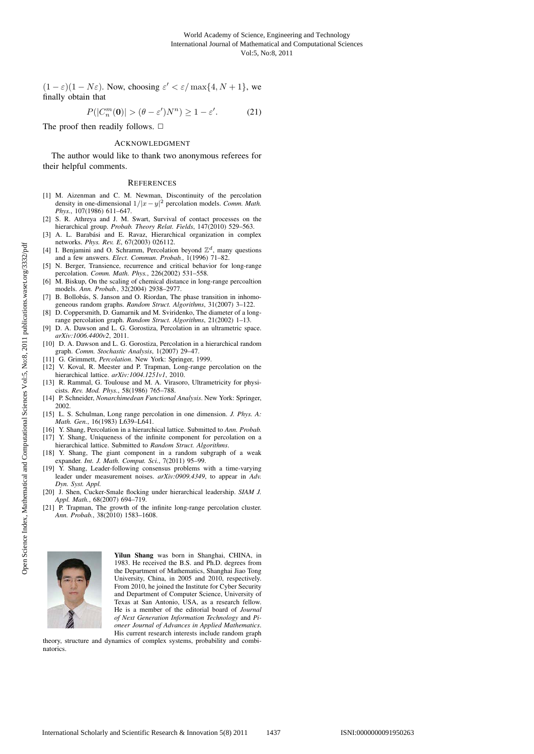$(1-\varepsilon)(1-N\varepsilon)$. Now, choosing $\varepsilon' < \varepsilon / \max\{4, N+1\}$, we finally obtain that

$$P(|C_n^m(\mathbf{0})| > (\theta - \varepsilon')N^n) \geq 1 - \varepsilon'. \tag{21}$$

The proof then readily follows. □

## ACKNOWLEDGMENT

The author would like to thank two anonymous referees for their helpful comments.

## REFERENCES

[1] M. Aizenman and C. M. Newman, Discontinuity of the percolation density in one-dimensional $1/|x-y|^2$ percolation models. *Comm. Math. Phys.*, 107(1986) 611–647.

[2] S. R. Athreya and J. M. Swart, Survival of contact processes on the hierarchical group. *Probab. Theory Relat. Fields*, 147(2010) 529–563.

[3] A. L. Barabási and E. Ravaz, Hierarchical organization in complex networks. *Phys. Rev. E*, 67(2003) 026112.

[4] I. Benjamini and O. Schramm, Percolation beyond $\mathbb{Z}^d$, many questions and a few answers. *Elect. Commun. Probab.*, 1(1996) 71–82.

[5] N. Berger, Transience, recurrence and critical behavior for long-range percolation. *Comm. Math. Phys.*, 226(2002) 531–558.

[6] M. Biskup, On the scaling of chemical distance in long-range percoaltion models. *Ann. Probab.*, 32(2004) 2938–2977.

[7] B. Bollobás, S. Janson and O. Riordan, The phase transition in inhomogeneous random graphs. *Random Struct. Algorithms*, 31(2007) 3–122.

[8] D. Coppersmith, D. Gamarnik and M. Sviridenko, The diameter of a long-range percolation graph. *Random Struct. Algorithms*, 21(2002) 1–13.

[9] D. A. Dawson and L. G. Gorostiza, Percolation in an ultrametric space. *arXiv:1006.4400v2*, 2011.

[10] D. A. Dawson and L. G. Gorostiza, Percolation in a hierarchical random graph. *Comm. Stochastic Analysis*, 1(2007) 29–47.

[11] G. Grimmett, *Percolation*. New York: Springer, 1999.

[12] V. Koval, R. Meester and P. Trapman, Long-range percolation on the hierarchical lattice. *arXiv:1004.1251v1*, 2010.

[13] R. Rammal, G. Toulouse and M. A. Virasoro, Ultrametricity for physicists. *Rev. Mod. Phys.*, 58(1986) 765–788.

[14] P. Schneider, *Nonarchimedean Functional Analysis*. New York: Springer, 2002.

[15] L. S. Schulman, Long range percolation in one dimension. *J. Phys. A: Math. Gen.*, 16(1983) L639–L641.

[16] Y. Shang, Percolation in a hierarchical lattice. Submitted to *Ann. Probab.*

[17] Y. Shang, Uniqueness of the infinite component for percolation on a hierarchical lattice. Submitted to *Random Struct. Algorithms*.

[18] Y. Shang, The giant component in a random subgraph of a weak expander. *Int. J. Math. Comput. Sci.*, 7(2011) 95–99.

[19] Y. Shang, Leader-following consensus problems with a time-varying leader under measurement noises. *arXiv:0909.4349*, to appear in *Adv. Dyn. Syst. Appl.*

[20] J. Shen, Cucker-Smale flocking under hierarchical leadership. *SIAM J. Appl. Math.*, 68(2007) 694–719.

[21] P. Trapman, The growth of the infinite long-range percolation cluster. *Ann. Probab.*, 38(2010) 1583–1608.

**Yilun Shang** was born in Shanghai, CHINA, in 1983. He received the B.S. and Ph.D. degrees from the Department of Mathematics, Shanghai Jiao Tong University, China, in 2005 and 2010, respectively. From 2010, he joined the Institute for Cyber Security and Department of Computer Science, University of Texas at San Antonio, USA, as a research fellow. He is a member of the editorial board of *Journal of Next Generation Information Technology* and *Pioneer Journal of Advances in Applied Mathematics*. His current research interests include random graph theory, structure and dynamics of complex systems, probability and combinatorics.